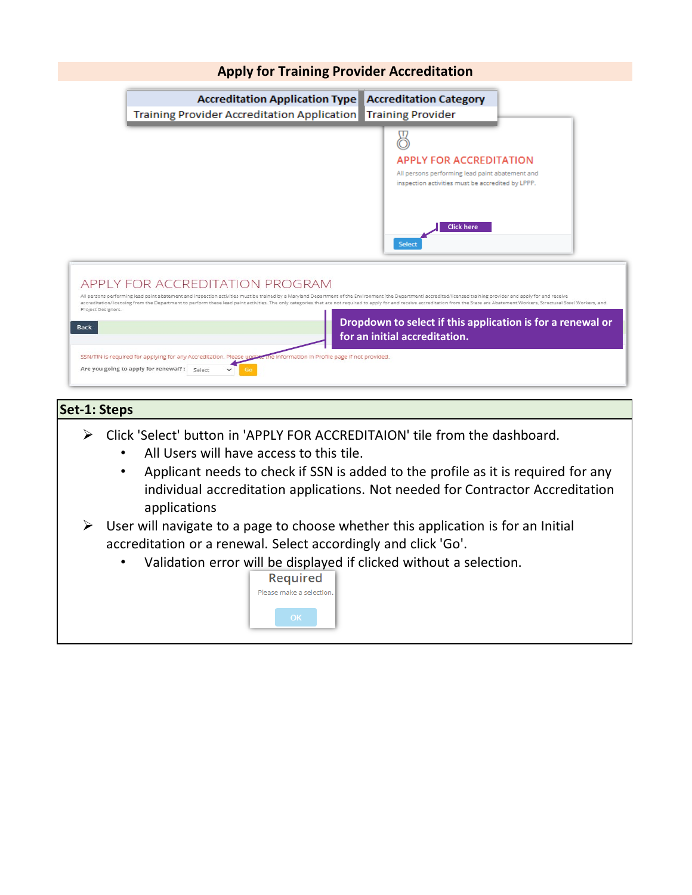# Apply for Training Provider Accreditation

| Accreditation Application Type | Accreditation Category |
|---|---|
| Training Provider Accreditation Application | Training Provider |

APPLY FOR ACCREDITATION

All persons performing lead paint abatement and inspection activities must be accredited by LPPP.

Click here

Select

APPLY FOR ACCREDITATION PROGRAM

All persons performing lead paint abatement and inspection activities must be trained by a Maryland Department of the Environment (the Department) accredited/licensed training provider and apply for and receive accreditation/licensing from the Department to perform these lead paint activities. The only categories that are not required to apply for and receive accreditation from the State are Abatement Workers, Structural Steel Workers, and Project Designers.

Back

Dropdown to select if this application is for a renewal or for an initial accreditation.

SSN/TIN is required for applying for any Accreditation. Please update the information in Profile page if not provided.

Are you going to apply for renewal? : Select Go

## Set-1: Steps

- Click 'Select' button in 'APPLY FOR ACCREDITAION' tile from the dashboard.
  - All Users will have access to this tile.
  - Applicant needs to check if SSN is added to the profile as it is required for any individual accreditation applications. Not needed for Contractor Accreditation applications
- User will navigate to a page to choose whether this application is for an Initial accreditation or a renewal. Select accordingly and click 'Go'.
  - Validation error will be displayed if clicked without a selection.

Required

Please make a selection.

OK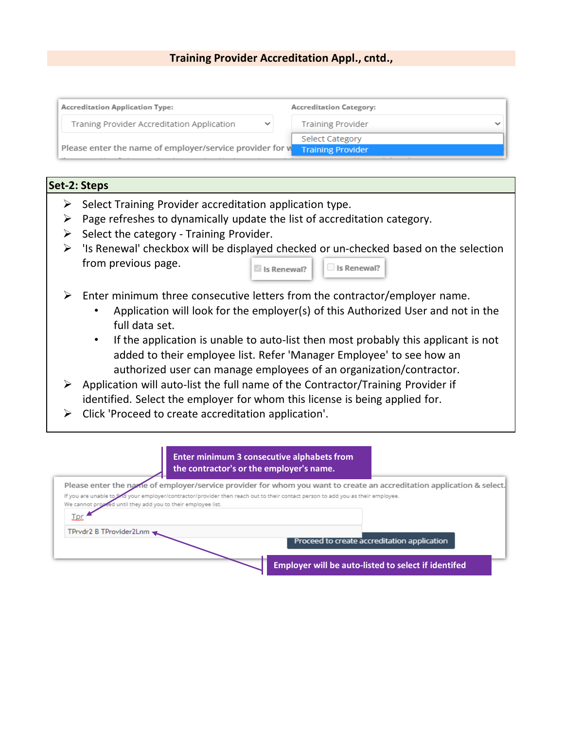## Training Provider Accreditation Appl., cntd.,

Accreditation Application Type: Traning Provider Accreditation Application

Accreditation Category: Training Provider (Select Category / Training Provider)

Please enter the name of employer/service provider for w

### Set-2: Steps

- Select Training Provider accreditation application type.
- Page refreshes to dynamically update the list of accreditation category.
- Select the category - Training Provider.
- 'Is Renewal' checkbox will be displayed checked or un-checked based on the selection from previous page. (Is Renewal? / Is Renewal?)
- Enter minimum three consecutive letters from the contractor/employer name.
  - Application will look for the employer(s) of this Authorized User and not in the full data set.
  - If the application is unable to auto-list then most probably this applicant is not added to their employee list. Refer 'Manager Employee' to see how an authorized user can manage employees of an organization/contractor.
- Application will auto-list the full name of the Contractor/Training Provider if identified. Select the employer for whom this license is being applied for.
- Click 'Proceed to create accreditation application'.

**Enter minimum 3 consecutive alphabets from the contractor's or the employer's name.**

Please enter the name of employer/service provider for whom you want to create an accreditation application & select.

If you are unable to find your employer/contractor/provider then reach out to their contact person to add you as their employee.

We cannot proceed until they add you to their employee list.

Tpr

TPrvdr2 B TProvider2Lnm

Proceed to create accreditation application

**Employer will be auto-listed to select if identifed**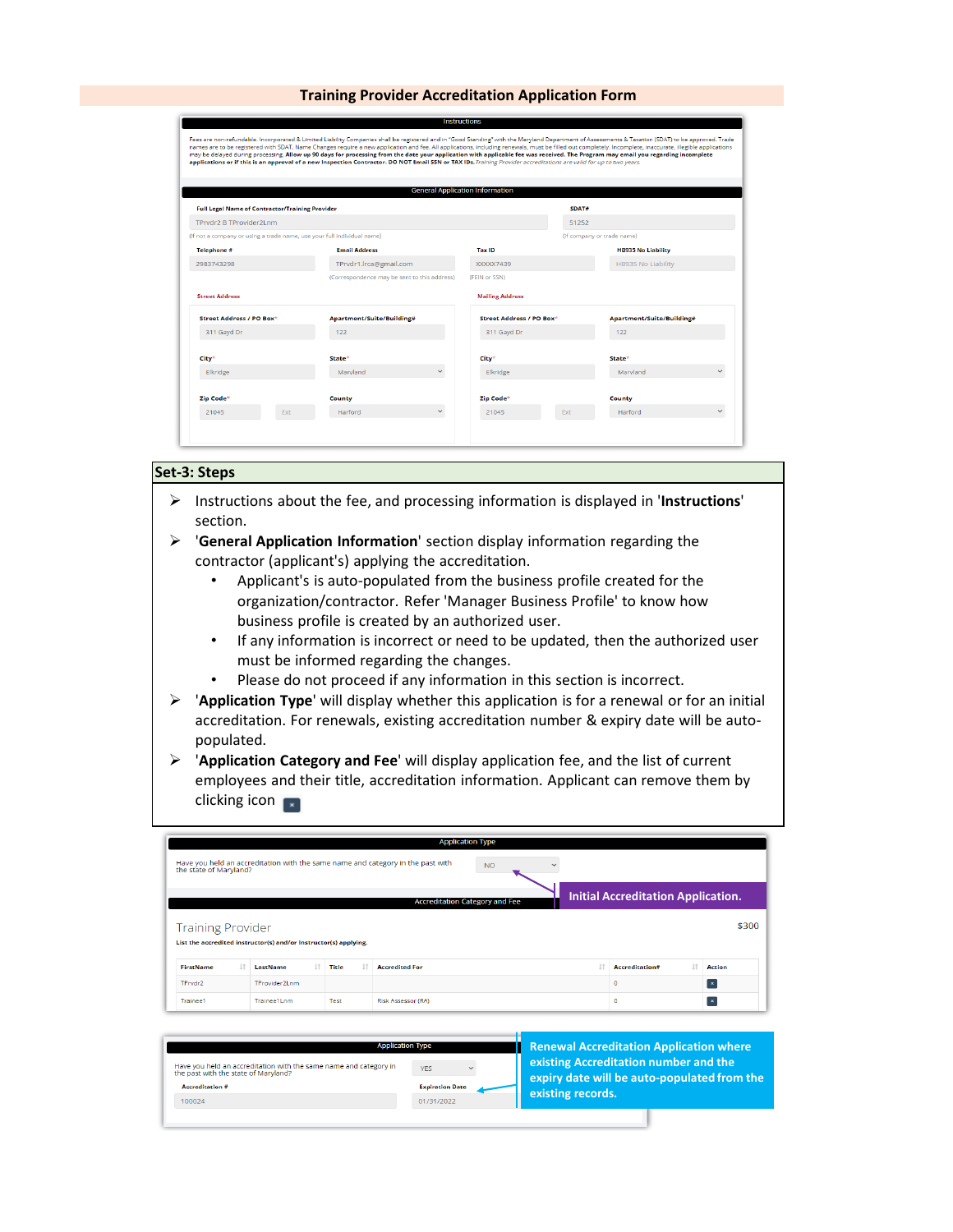# Training Provider Accreditation Application Form

**Instructions**

Fees are non-refundable. Incorporated & Limited Liability Companies shall be registered and in "Good Standing" with the Maryland Department of Assessments & Taxation (SDAT) to be approved. Trade names are to be registered with SDAT. Name Changes require a new application and fee. All applications, including renewals, must be filled out completely. Incomplete, inaccurate, illegible applications may be delayed during processing. **Allow up 90 days for processing from the date your application with applicable fee was received. The Program may email you regarding incomplete applications or if this is an approval of a new Inspection Contractor. DO NOT Email SSN or TAX IDs.** *Training Provider accreditations are valid for up to two years.*

**General Application Information**

| Field | Value |
|---|---|
| Full Legal Name of Contractor/Training Provider | TPrvdr2 B TProvider2Lnm (If not a company or using a trade name, use your full individual name) |
| SDAT# | 51252 (If company or trade name) |
| Telephone # | 2983743298 |
| Email Address | TPrvdr1.lrca@gmail.com (Correspondence may be sent to this address) |
| Tax ID | XXXXX7439 (FEIN or SSN) |
| HB935 No Liability | HB935 No Liability |

| | Street Address | Mailing Address |
|---|---|---|
| Street Address / PO Box* | 311 Gayd Dr | 311 Gayd Dr |
| Apartment/Suite/Building# | 122 | 122 |
| City* | Elkridge | Elkridge |
| State* | Maryland | Maryland |
| Zip Code* | 21045 | 21045 |
| County | Harford | Harford |

## Set-3: Steps

- Instructions about the fee, and processing information is displayed in '**Instructions**' section.
- '**General Application Information**' section display information regarding the contractor (applicant's) applying the accreditation.
  - Applicant's is auto-populated from the business profile created for the organization/contractor. Refer 'Manager Business Profile' to know how business profile is created by an authorized user.
  - If any information is incorrect or need to be updated, then the authorized user must be informed regarding the changes.
  - Please do not proceed if any information in this section is incorrect.
- '**Application Type**' will display whether this application is for a renewal or for an initial accreditation. For renewals, existing accreditation number & expiry date will be auto-populated.
- '**Application Category and Fee**' will display application fee, and the list of current employees and their title, accreditation information. Applicant can remove them by clicking icon ✖

**Application Type**

Have you held an accreditation with the same name and category in the past with the state of Maryland? NO

**Initial Accreditation Application.**

**Accreditation Category and Fee**

Training Provider — $300

List the accredited instructor(s) and/or instructor(s) applying.

| FirstName | LastName | Title | Accredited For | Accreditation# | Action |
|---|---|---|---|---|---|
| TPrvdr2 | TProvider2Lnm | | | 0 | ✖ |
| Trainee1 | Trainee1Lnm | Test | Risk Assessor (RA) | 0 | ✖ |

**Application Type**

Have you held an accreditation with the same name and category in the past with the state of Maryland? YES

| Accreditation # | Expiration Date |
|---|---|
| 100024 | 01/31/2022 |

**Renewal Accreditation Application where existing Accreditation number and the expiry date will be auto-populated from the existing records.**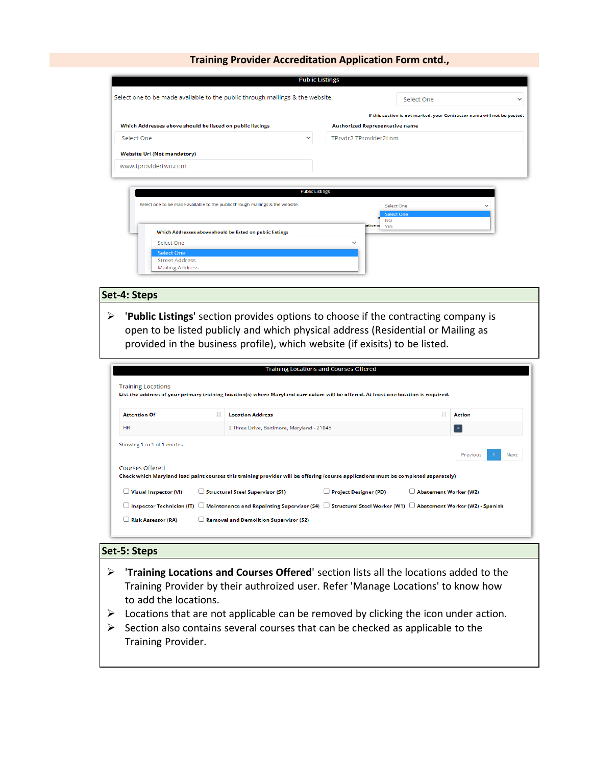## Training Provider Accreditation Application Form cntd.,

**Public Listings**

Select one to be made available to the public through mailings & the website. — Select One

If this section is not marked, your Contractor name will not be posted.

**Which Addresses above should be listed on public listings** — Select One

**Authorized Representative name** — TPrvdr2 TProvider2Lnm

**Website Url (Not mandatory)** — www.tprovidertwo.com

**Public Listings**

Select one to be made available to the public through mailings & the website.

- Select One
- NO
- YES

**Which Addresses above should be listed on public listings**

- Select One
- Street Address
- Mailing Address

### Set-4: Steps

- '**Public Listings**' section provides options to choose if the contracting company is open to be listed publicly and which physical address (Residential or Mailing as provided in the business profile), which website (if exisits) to be listed.

**Training Locations and Courses Offered**

Training Locations

**List the address of your primary training location(s) where Maryland curriculum will be offered. At least one location is required.**

| Attention Of | Location Address | Action |
|---|---|---|
| HR | 2 Three Drive, Baltimore, Maryland - 21045 | × |

Showing 1 to 1 of 1 entries

Previous 1 Next

Courses Offered

**Check which Maryland lead paint courses this training provider will be offering (course applications must be completed separately)**

- ☐ Visual Inspector (VI)
- ☐ Structural Steel Supervisor (S1)
- ☐ Project Designer (PD)
- ☐ Abatement Worker (W2)
- ☐ Inspector Technician (IT)
- ☐ Maintenance and Repainting Supervisor (S4)
- ☐ Structural Steel Worker (W1)
- ☐ Abatement Worker (W2) - Spanish
- ☐ Risk Assessor (RA)
- ☐ Removal and Demolition Supervisor (S2)

### Set-5: Steps

- '**Training Locations and Courses Offered**' section lists all the locations added to the Training Provider by their authroized user. Refer 'Manage Locations' to know how to add the locations.
- Locations that are not applicable can be removed by clicking the icon under action.
- Section also contains several courses that can be checked as applicable to the Training Provider.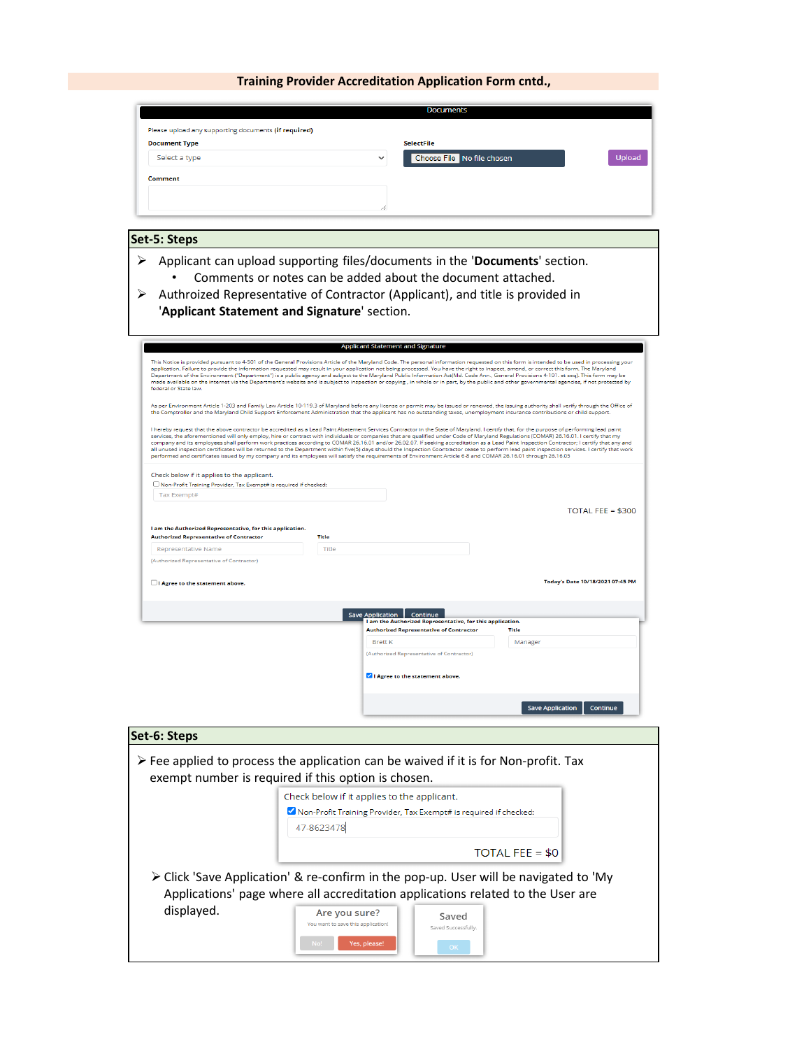## Training Provider Accreditation Application Form cntd.,

Documents

Please upload any supporting documents (if required)

Document Type

Select a type

Comment

Select File

Choose File No file chosen

Upload

### Set-5: Steps

- Applicant can upload supporting files/documents in the '**Documents**' section.
  - Comments or notes can be added about the document attached.
- Authroized Representative of Contractor (Applicant), and title is provided in '**Applicant Statement and Signature**' section.

Applicant Statement and Signature

This Notice is provided pursuant to 4-501 of the General Provisions Article of the Maryland Code. The personal information requested on this form is intended to be used in processing your application. Failure to provide the information requested may result in your application not being processed. You have the right to inspect, amend, or correct this form. The Maryland Department of the Environment ("Department") is a public agency and subject to the Maryland Public Information Act(Md. Code Ann., General Provisions 4-101, et seq). This form may be made available on the internet via the Department's website and is subject to inspection or copying , in whole or in part, by the public and other governmental agencies, if not protected by federal or State law.

As per Environment Article 1-203 and Family Law Article 10-119.3 of Maryland before any license or permit may be issued or renewed, the issuing authority shall verify through the Office of the Comptroller and the Maryland Child Support Enforcement Administration that the applicant has no outstanding taxes, unemployment insurance contributions or child support.

I hereby request that the above contractor be accredited as a Lead Paint Abatement Services Contractor in the State of Maryland. I certify that, for the purpose of performing lead paint services, the aforementioned will only employ, hire or contract with individuals or companies that are qualified under Code of Maryland Regulations (COMAR) 26.16.01. I certify that my company and its employees shall perform work practices according to COMAR 26.16.01 and/or 26.02.07. If seeking accreditation as a Lead Paint Inspection Contractor: I certify that any and all unused inspection certificates will be returned to the Department within five(5) days should the Inspection Contractor cease to perform lead paint inspection services. I certify that work performed and certificates issued by my company and its employees will satisfy the requirements of Environment Article 6-8 and COMAR 26.16.01 through 26.16.05

Check below if it applies to the applicant.

☐ Non-Profit Training Provider, Tax Exempt# is required if checked:

Tax Exempt#

TOTAL FEE = $300

I am the Authorized Representative, for this application.

Authorized Representative of Contractor: Representative Name (Authorized Representative of Contractor)

Title: Title

☐ I Agree to the statement above.

Today's Date 10/18/2021 07:45 PM

Save Application | Continue

I am the Authorized Representative, for this application.

Authorized Representative of Contractor: Brett K (Authorized Representative of Contractor)

Title: Manager

☑ I Agree to the statement above.

Save Application | Continue

### Set-6: Steps

- Fee applied to process the application can be waived if it is for Non-profit. Tax exempt number is required if this option is chosen.

Check below if it applies to the applicant.

☑ Non-Profit Training Provider, Tax Exempt# is required if checked:

47-8623478

TOTAL FEE = $0

- Click 'Save Application' & re-confirm in the pop-up. User will be navigated to 'My Applications' page where all accreditation applications related to the User are displayed.

Are you sure?

You want to save this application!

No! | Yes, please!

Saved

Saved Successfully.

OK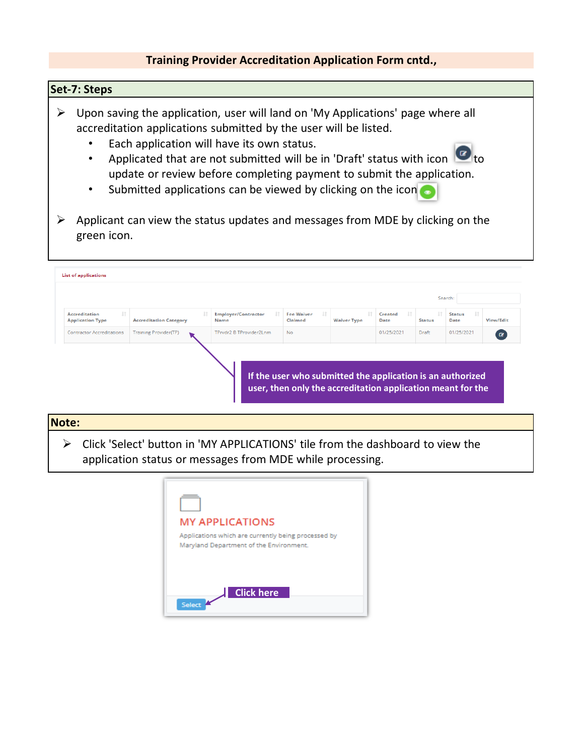## Training Provider Accreditation Application Form cntd.,

### Set-7: Steps

- Upon saving the application, user will land on 'My Applications' page where all accreditation applications submitted by the user will be listed.
  - Each application will have its own status.
  - Applicated that are not submitted will be in 'Draft' status with icon to update or review before completing payment to submit the application.
  - Submitted applications can be viewed by clicking on the icon
- Applicant can view the status updates and messages from MDE by clicking on the green icon.

List of applications

Search:

| Accreditation Application Type | Accreditation Category | Employer/Contractor Name | Fee Waiver Claimed | Waiver Type | Created Date | Status | Status Date | View/Edit |
|---|---|---|---|---|---|---|---|---|
| Contractor Accreditations | Training Provider(TP) | TPrvdr2 B TProvider2Lnm | No | | 01/25/2021 | Draft | 01/25/2021 | |

If the user who submitted the application is an authorized user, then only the accreditation application meant for the

### Note:

- Click 'Select' button in 'MY APPLICATIONS' tile from the dashboard to view the application status or messages from MDE while processing.

MY APPLICATIONS

Applications which are currently being processed by Maryland Department of the Environment.

Select

Click here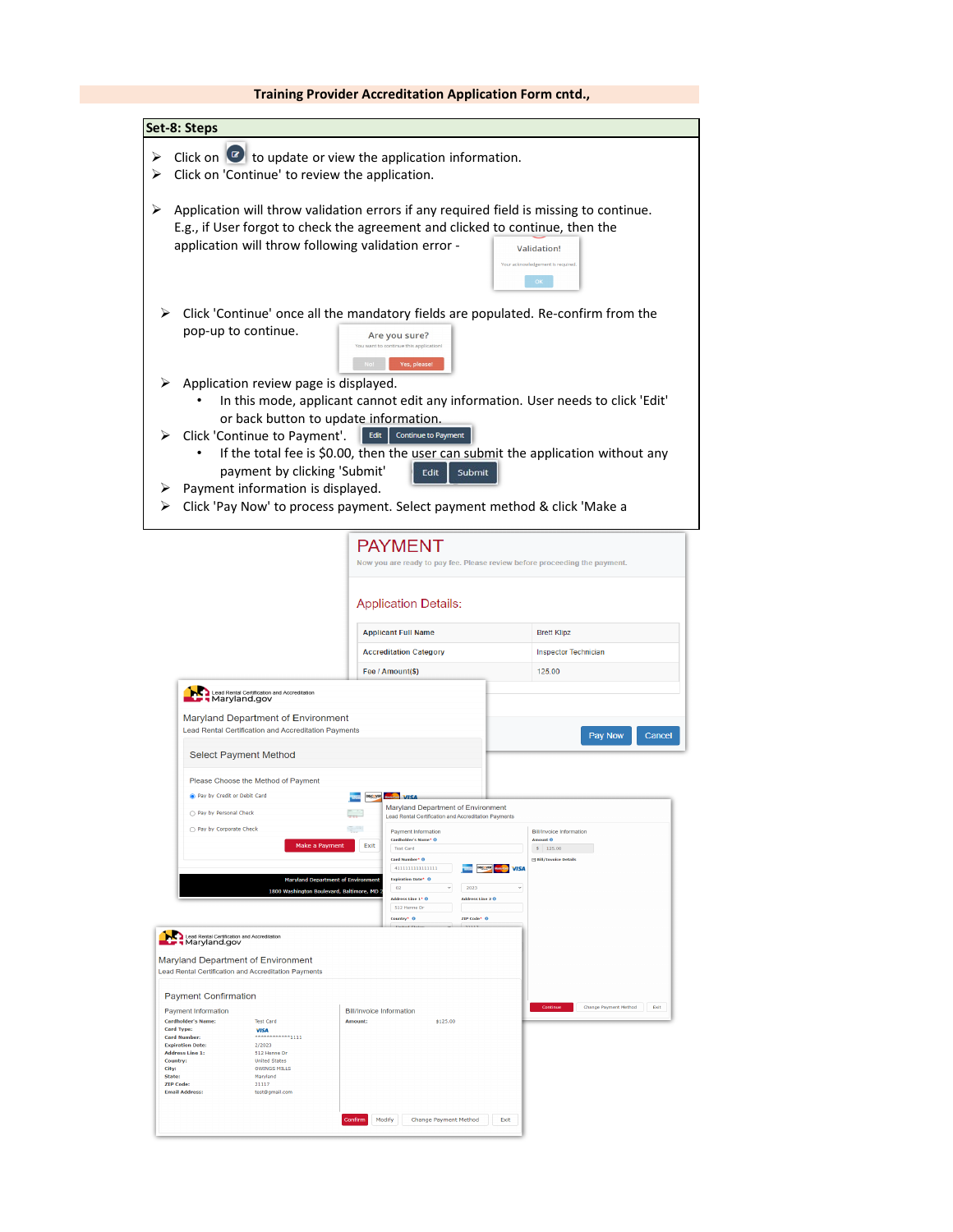**Training Provider Accreditation Application Form cntd.,**

**Set-8: Steps**

- Click on [edit icon] to update or view the application information.
- Click on 'Continue' to review the application.
- Application will throw validation errors if any required field is missing to continue. E.g., if User forgot to check the agreement and clicked to continue, then the application will throw following validation error -

  Validation!
  Your acknowledgement is required.
  OK

- Click 'Continue' once all the mandatory fields are populated. Re-confirm from the pop-up to continue.

  Are you sure?
  You want to continue this application!
  No! | Yes, please!

- Application review page is displayed.
  - In this mode, applicant cannot edit any information. User needs to click 'Edit' or back button to update information.
- Click 'Continue to Payment'. [Edit] [Continue to Payment]
  - If the total fee is $0.00, then the user can submit the application without any payment by clicking 'Submit' [Edit] [Submit]
- Payment information is displayed.
- Click 'Pay Now' to process payment. Select payment method & click 'Make a

**PAYMENT**

Now you are ready to pay fee. Please review before proceeding the payment.

**Application Details:**

| Applicant Full Name | Brett Klipz |
| --- | --- |
| Accreditation Category | Inspector Technician |
| Fee / Amount($) | 125.00 |

[Pay Now] [Cancel]

Lead Rental Certification and Accreditation
Maryland.gov

Maryland Department of Environment
Lead Rental Certification and Accreditation Payments

Select Payment Method

Please Choose the Method of Payment

- Pay by Credit or Debit Card
- Pay by Personal Check
- Pay by Corporate Check

[Make a Payment] [Exit]

Maryland Department of Environment
1800 Washington Boulevard, Baltimore, MD

Maryland Department of Environment
Lead Rental Certification and Accreditation Payments

Payment Information
Cardholder's Name*: Test Card
Card Number*: 4111111111111111
Expiration Date*: 02 / 2023
Address Line 1*: 512 Henne Dr
Address Line 2
Country*
ZIP Code*

Bill/Invoice Information
Amount: $ 125.00
Bill/Invoice Details

[Continue] [Change Payment Method] [Exit]

Lead Rental Certification and Accreditation
Maryland.gov

Maryland Department of Environment
Lead Rental Certification and Accreditation Payments

Payment Confirmation

| Payment Information | |
| --- | --- |
| Cardholder's Name: | Test Card |
| Card Type: | VISA |
| Card Number: | ************1111 |
| Expiration Date: | 2/2023 |
| Address Line 1: | 512 Henne Dr |
| Country: | United States |
| City: | OWINGS MILLS |
| State: | Maryland |
| ZIP Code: | 21117 |
| Email Address: | test@gmail.com |

| Bill/Invoice Information | |
| --- | --- |
| Amount: | $125.00 |

[Confirm] [Modify] [Change Payment Method] [Exit]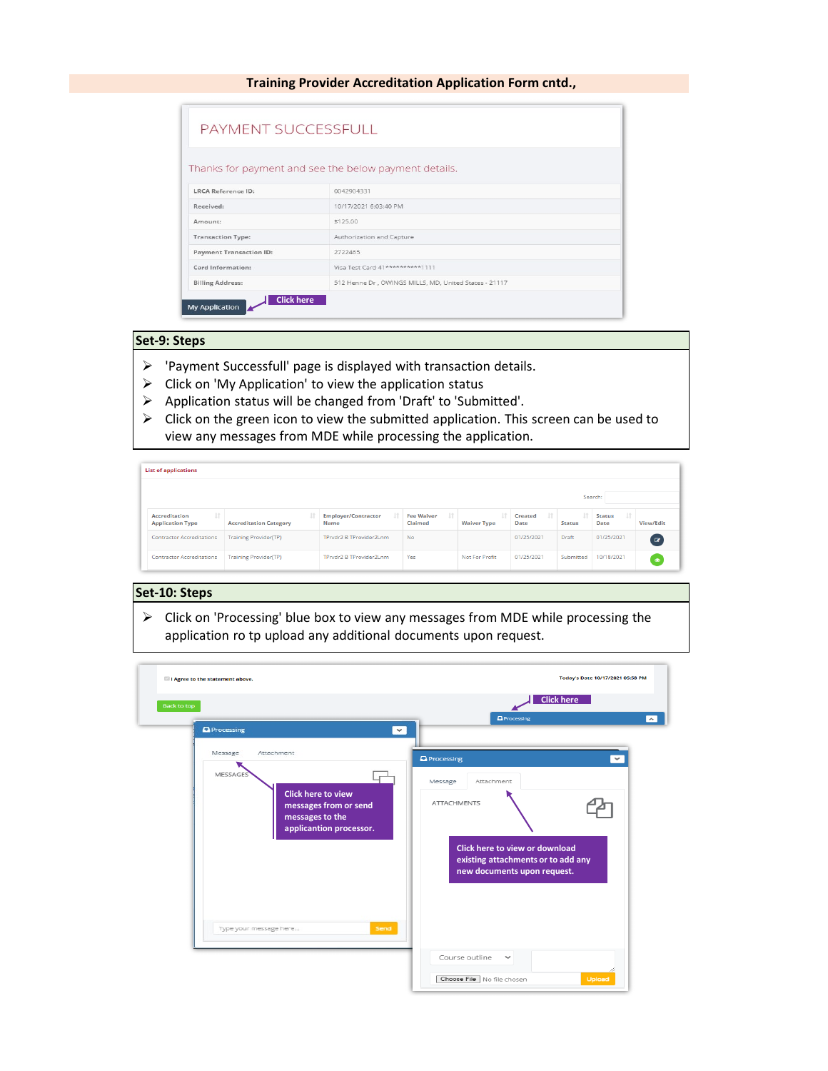**Training Provider Accreditation Application Form cntd.,**

PAYMENT SUCCESSFULL

Thanks for payment and see the below payment details.

| | |
|---|---|
| LRCA Reference ID: | 0042904331 |
| Received: | 10/17/2021 6:03:40 PM |
| Amount: | $125.00 |
| Transaction Type: | Authorization and Capture |
| Payment Transaction ID: | 2722465 |
| Card Information: | Visa Test Card 41***********1111 |
| Billing Address: | 512 Henne Dr , OWINGS MILLS, MD, United States - 21117 |

My Application

Click here

## Set-9: Steps

- 'Payment Successfull' page is displayed with transaction details.
- Click on 'My Application' to view the application status
- Application status will be changed from 'Draft' to 'Submitted'.
- Click on the green icon to view the submitted application. This screen can be used to view any messages from MDE while processing the application.

List of applications

Search:

| Accreditation Application Type | Accreditation Category | Employer/Contractor Name | Fee Waiver Claimed | Waiver Type | Created Date | Status | Status Date | View/Edit |
|---|---|---|---|---|---|---|---|---|
| Contractor Accreditations | Training Provider(TP) | TPrvdr2 B TProvider2Lnm | No | | 01/25/2021 | Draft | 01/25/2021 | |
| Contractor Accreditations | Training Provider(TP) | TPrvdr2 B TProvider2Lnm | Yes | Not For Profit | 01/25/2021 | Submitted | 10/18/2021 | |

## Set-10: Steps

- Click on 'Processing' blue box to view any messages from MDE while processing the application ro tp upload any additional documents upon request.

I Agree to the statement above.

Today's Date 10/17/2021 05:58 PM

Back to top

Click here

Processing

Processing

Message Attachment

MESSAGES

Click here to view messages from or send messages to the applicantion processor.

Type your message here... Send

Processing

Message Attachment

ATTACHMENTS

Click here to view or download existing attachments or to add any new documents upon request.

Course outline

Choose File No file chosen Upload